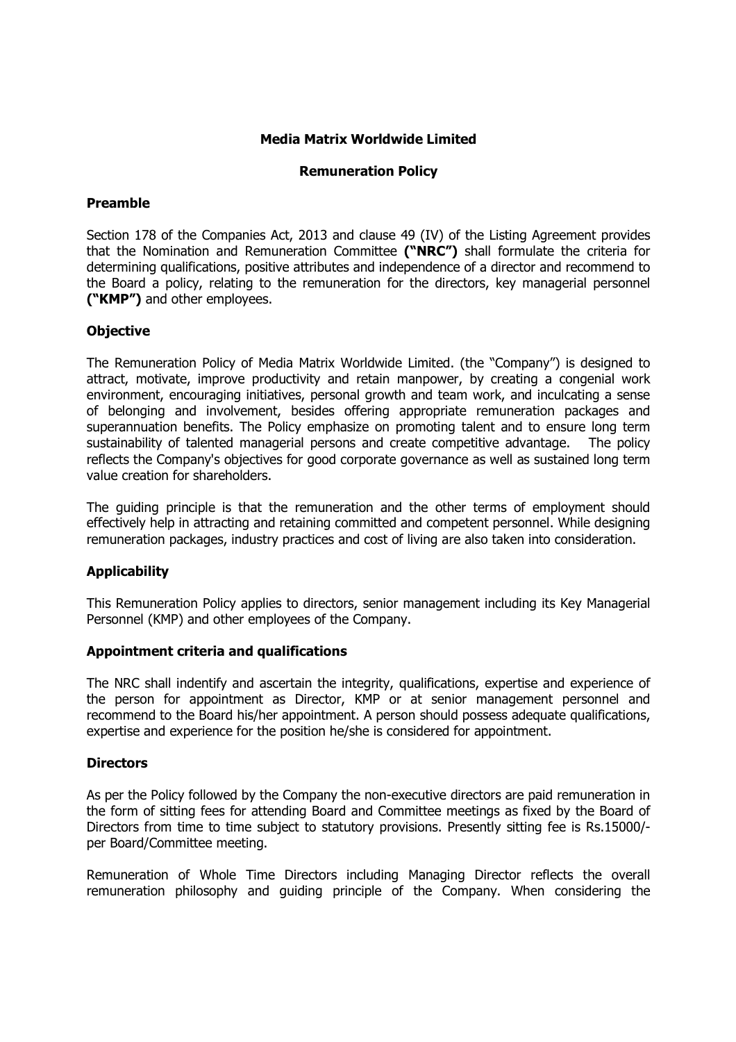# Media Matrix Worldwide Limited

## Remuneration Policy

### Preamble

Section 178 of the Companies Act, 2013 and clause 49 (IV) of the Listing Agreement provides that the Nomination and Remuneration Committee **("NRC")** shall formulate the criteria for determining qualifications, positive attributes and independence of a director and recommend to the Board a policy, relating to the remuneration for the directors, key managerial personnel **("KMP")** and other employees.

### Objective

The Remuneration Policy of Media Matrix Worldwide Limited. (the "Company") is designed to attract, motivate, improve productivity and retain manpower, by creating a congenial work environment, encouraging initiatives, personal growth and team work, and inculcating a sense of belonging and involvement, besides offering appropriate remuneration packages and superannuation benefits. The Policy emphasize on promoting talent and to ensure long term sustainability of talented managerial persons and create competitive advantage. The policy reflects the Company's objectives for good corporate governance as well as sustained long term value creation for shareholders.

The guiding principle is that the remuneration and the other terms of employment should effectively help in attracting and retaining committed and competent personnel. While designing remuneration packages, industry practices and cost of living are also taken into consideration.

### Applicability

This Remuneration Policy applies to directors, senior management including its Key Managerial Personnel (KMP) and other employees of the Company.

### Appointment criteria and qualifications

The NRC shall indentify and ascertain the integrity, qualifications, expertise and experience of the person for appointment as Director, KMP or at senior management personnel and recommend to the Board his/her appointment. A person should possess adequate qualifications, expertise and experience for the position he/she is considered for appointment.

### Directors

As per the Policy followed by the Company the non-executive directors are paid remuneration in the form of sitting fees for attending Board and Committee meetings as fixed by the Board of Directors from time to time subject to statutory provisions. Presently sitting fee is Rs.15000/- per Board/Committee meeting.

Remuneration of Whole Time Directors including Managing Director reflects the overall remuneration philosophy and guiding principle of the Company. When considering the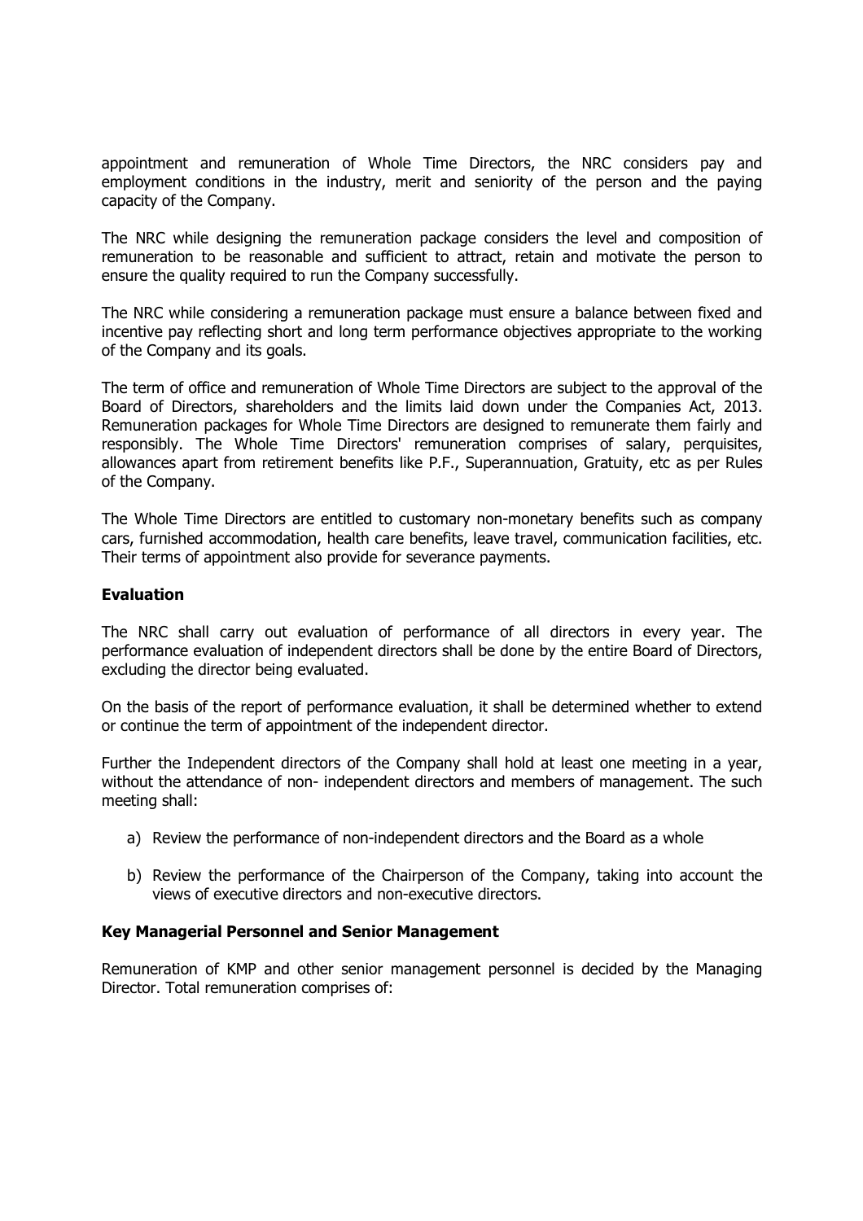appointment and remuneration of Whole Time Directors, the NRC considers pay and employment conditions in the industry, merit and seniority of the person and the paying capacity of the Company.

The NRC while designing the remuneration package considers the level and composition of remuneration to be reasonable and sufficient to attract, retain and motivate the person to ensure the quality required to run the Company successfully.

The NRC while considering a remuneration package must ensure a balance between fixed and incentive pay reflecting short and long term performance objectives appropriate to the working of the Company and its goals.

The term of office and remuneration of Whole Time Directors are subject to the approval of the Board of Directors, shareholders and the limits laid down under the Companies Act, 2013. Remuneration packages for Whole Time Directors are designed to remunerate them fairly and responsibly. The Whole Time Directors' remuneration comprises of salary, perquisites, allowances apart from retirement benefits like P.F., Superannuation, Gratuity, etc as per Rules of the Company.

The Whole Time Directors are entitled to customary non-monetary benefits such as company cars, furnished accommodation, health care benefits, leave travel, communication facilities, etc. Their terms of appointment also provide for severance payments.

**Evaluation**

The NRC shall carry out evaluation of performance of all directors in every year. The performance evaluation of independent directors shall be done by the entire Board of Directors, excluding the director being evaluated.

On the basis of the report of performance evaluation, it shall be determined whether to extend or continue the term of appointment of the independent director.

Further the Independent directors of the Company shall hold at least one meeting in a year, without the attendance of non- independent directors and members of management. The such meeting shall:

a) Review the performance of non-independent directors and the Board as a whole

b) Review the performance of the Chairperson of the Company, taking into account the views of executive directors and non-executive directors.

**Key Managerial Personnel and Senior Management**

Remuneration of KMP and other senior management personnel is decided by the Managing Director. Total remuneration comprises of: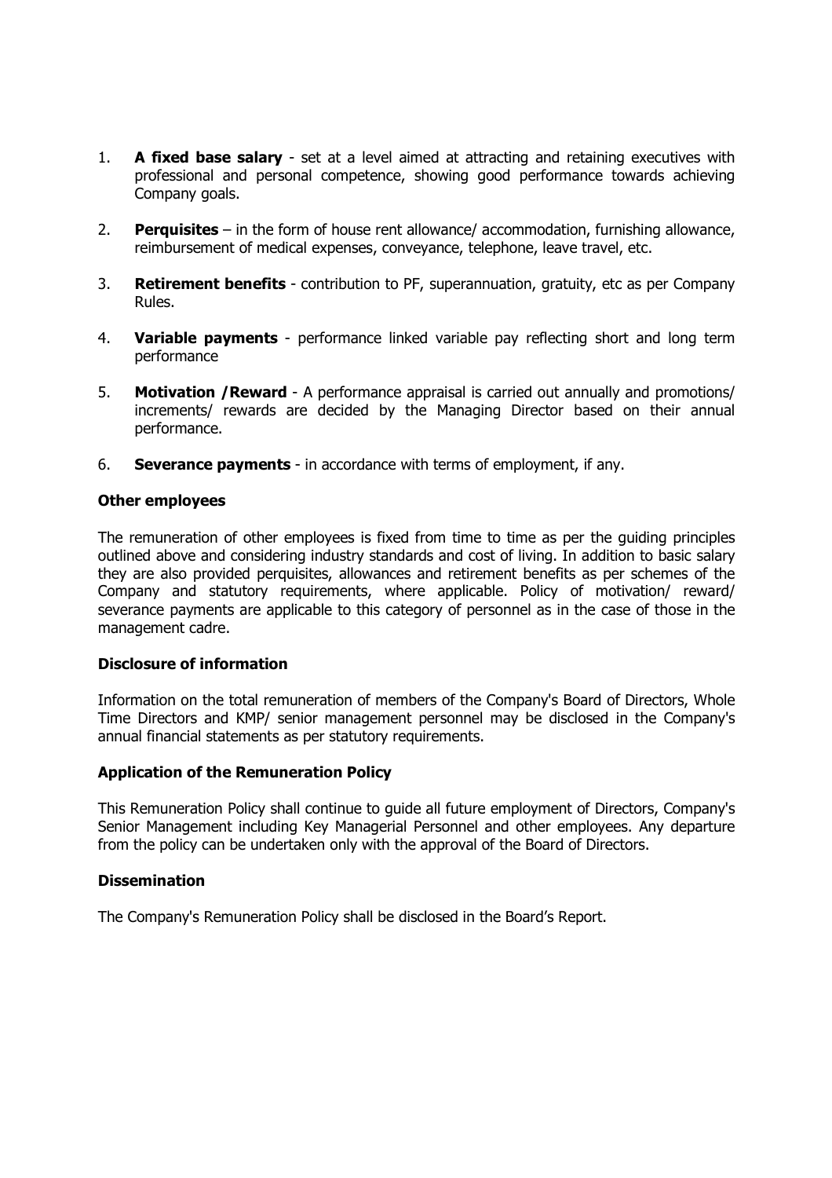1. **A fixed base salary** - set at a level aimed at attracting and retaining executives with professional and personal competence, showing good performance towards achieving Company goals.

2. **Perquisites** – in the form of house rent allowance/ accommodation, furnishing allowance, reimbursement of medical expenses, conveyance, telephone, leave travel, etc.

3. **Retirement benefits** - contribution to PF, superannuation, gratuity, etc as per Company Rules.

4. **Variable payments** - performance linked variable pay reflecting short and long term performance

5. **Motivation /Reward** - A performance appraisal is carried out annually and promotions/ increments/ rewards are decided by the Managing Director based on their annual performance.

6. **Severance payments** - in accordance with terms of employment, if any.

**Other employees**

The remuneration of other employees is fixed from time to time as per the guiding principles outlined above and considering industry standards and cost of living. In addition to basic salary they are also provided perquisites, allowances and retirement benefits as per schemes of the Company and statutory requirements, where applicable. Policy of motivation/ reward/ severance payments are applicable to this category of personnel as in the case of those in the management cadre.

**Disclosure of information**

Information on the total remuneration of members of the Company's Board of Directors, Whole Time Directors and KMP/ senior management personnel may be disclosed in the Company's annual financial statements as per statutory requirements.

**Application of the Remuneration Policy**

This Remuneration Policy shall continue to guide all future employment of Directors, Company's Senior Management including Key Managerial Personnel and other employees. Any departure from the policy can be undertaken only with the approval of the Board of Directors.

**Dissemination**

The Company's Remuneration Policy shall be disclosed in the Board's Report.